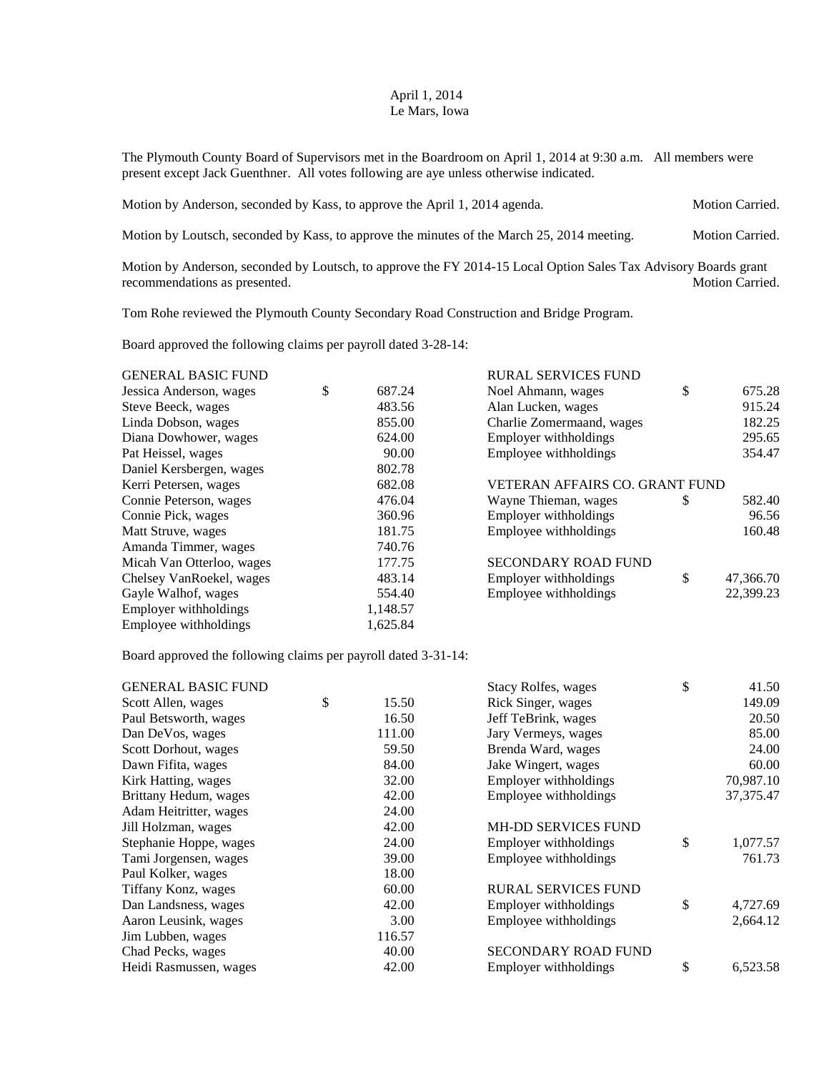April 1, 2014
Le Mars, Iowa

The Plymouth County Board of Supervisors met in the Boardroom on April 1, 2014 at 9:30 a.m. All members were present except Jack Guenthner. All votes following are aye unless otherwise indicated.

Motion by Anderson, seconded by Kass, to approve the April 1, 2014 agenda. Motion Carried.

Motion by Loutsch, seconded by Kass, to approve the minutes of the March 25, 2014 meeting. Motion Carried.

Motion by Anderson, seconded by Loutsch, to approve the FY 2014-15 Local Option Sales Tax Advisory Boards grant recommendations as presented. Motion Carried.

Tom Rohe reviewed the Plymouth County Secondary Road Construction and Bridge Program.

Board approved the following claims per payroll dated 3-28-14:

| | | |
|---|---|---|
| GENERAL BASIC FUND | | |
| Jessica Anderson, wages | $ | 687.24 |
| Steve Beeck, wages | | 483.56 |
| Linda Dobson, wages | | 855.00 |
| Diana Dowhower, wages | | 624.00 |
| Pat Heissel, wages | | 90.00 |
| Daniel Kersbergen, wages | | 802.78 |
| Kerri Petersen, wages | | 682.08 |
| Connie Peterson, wages | | 476.04 |
| Connie Pick, wages | | 360.96 |
| Matt Struve, wages | | 181.75 |
| Amanda Timmer, wages | | 740.76 |
| Micah Van Otterloo, wages | | 177.75 |
| Chelsey VanRoekel, wages | | 483.14 |
| Gayle Walhof, wages | | 554.40 |
| Employer withholdings | | 1,148.57 |
| Employee withholdings | | 1,625.84 |
| RURAL SERVICES FUND | | |
| Noel Ahmann, wages | $ | 675.28 |
| Alan Lucken, wages | | 915.24 |
| Charlie Zomermaand, wages | | 182.25 |
| Employer withholdings | | 295.65 |
| Employee withholdings | | 354.47 |
| VETERAN AFFAIRS CO. GRANT FUND | | |
| Wayne Thieman, wages | $ | 582.40 |
| Employer withholdings | | 96.56 |
| Employee withholdings | | 160.48 |
| SECONDARY ROAD FUND | | |
| Employer withholdings | $ | 47,366.70 |
| Employee withholdings | | 22,399.23 |

Board approved the following claims per payroll dated 3-31-14:

| | | |
|---|---|---|
| GENERAL BASIC FUND | | |
| Scott Allen, wages | $ | 15.50 |
| Paul Betsworth, wages | | 16.50 |
| Dan DeVos, wages | | 111.00 |
| Scott Dorhout, wages | | 59.50 |
| Dawn Fifita, wages | | 84.00 |
| Kirk Hatting, wages | | 32.00 |
| Brittany Hedum, wages | | 42.00 |
| Adam Heitritter, wages | | 24.00 |
| Jill Holzman, wages | | 42.00 |
| Stephanie Hoppe, wages | | 24.00 |
| Tami Jorgensen, wages | | 39.00 |
| Paul Kolker, wages | | 18.00 |
| Tiffany Konz, wages | | 60.00 |
| Dan Landsness, wages | | 42.00 |
| Aaron Leusink, wages | | 3.00 |
| Jim Lubben, wages | | 116.57 |
| Chad Pecks, wages | | 40.00 |
| Heidi Rasmussen, wages | | 42.00 |
| Stacy Rolfes, wages | $ | 41.50 |
| Rick Singer, wages | | 149.09 |
| Jeff TeBrink, wages | | 20.50 |
| Jary Vermeys, wages | | 85.00 |
| Brenda Ward, wages | | 24.00 |
| Jake Wingert, wages | | 60.00 |
| Employer withholdings | | 70,987.10 |
| Employee withholdings | | 37,375.47 |
| MH-DD SERVICES FUND | | |
| Employer withholdings | $ | 1,077.57 |
| Employee withholdings | | 761.73 |
| RURAL SERVICES FUND | | |
| Employer withholdings | $ | 4,727.69 |
| Employee withholdings | | 2,664.12 |
| SECONDARY ROAD FUND | | |
| Employer withholdings | $ | 6,523.58 |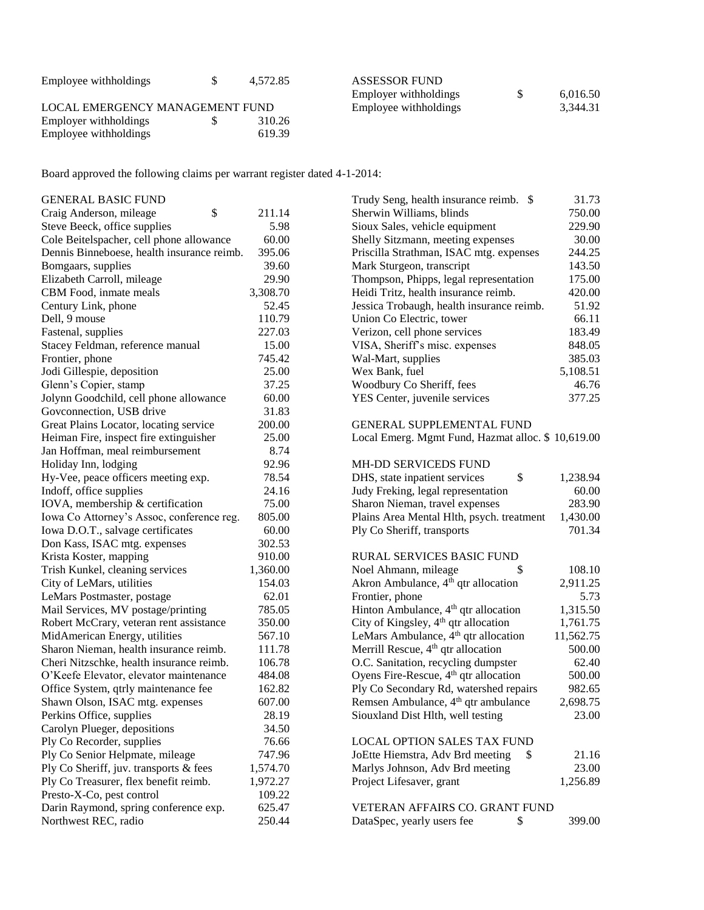| | | |
|---|---|---|
| Employee withholdings | $ | 4,572.85 |

LOCAL EMERGENCY MANAGEMENT FUND

| | | |
|---|---|---|
| Employer withholdings | $ | 310.26 |
| Employee withholdings | | 619.39 |

ASSESSOR FUND

| | | |
|---|---|---|
| Employer withholdings | $ | 6,016.50 |
| Employee withholdings | | 3,344.31 |

Board approved the following claims per warrant register dated 4-1-2014:

GENERAL BASIC FUND

| | | |
|---|---|---|
| Craig Anderson, mileage | $ | 211.14 |
| Steve Beeck, office supplies | | 5.98 |
| Cole Beitelspacher, cell phone allowance | | 60.00 |
| Dennis Binneboese, health insurance reimb. | | 395.06 |
| Bomgaars, supplies | | 39.60 |
| Elizabeth Carroll, mileage | | 29.90 |
| CBM Food, inmate meals | | 3,308.70 |
| Century Link, phone | | 52.45 |
| Dell, 9 mouse | | 110.79 |
| Fastenal, supplies | | 227.03 |
| Stacey Feldman, reference manual | | 15.00 |
| Frontier, phone | | 745.42 |
| Jodi Gillespie, deposition | | 25.00 |
| Glenn's Copier, stamp | | 37.25 |
| Jolynn Goodchild, cell phone allowance | | 60.00 |
| Govconnection, USB drive | | 31.83 |
| Great Plains Locator, locating service | | 200.00 |
| Heiman Fire, inspect fire extinguisher | | 25.00 |
| Jan Hoffman, meal reimbursement | | 8.74 |
| Holiday Inn, lodging | | 92.96 |
| Hy-Vee, peace officers meeting exp. | | 78.54 |
| Indoff, office supplies | | 24.16 |
| IOVA, membership & certification | | 75.00 |
| Iowa Co Attorney's Assoc, conference reg. | | 805.00 |
| Iowa D.O.T., salvage certificates | | 60.00 |
| Don Kass, ISAC mtg. expenses | | 302.53 |
| Krista Koster, mapping | | 910.00 |
| Trish Kunkel, cleaning services | | 1,360.00 |
| City of LeMars, utilities | | 154.03 |
| LeMars Postmaster, postage | | 62.01 |
| Mail Services, MV postage/printing | | 785.05 |
| Robert McCrary, veteran rent assistance | | 350.00 |
| MidAmerican Energy, utilities | | 567.10 |
| Sharon Nieman, health insurance reimb. | | 111.78 |
| Cheri Nitzschke, health insurance reimb. | | 106.78 |
| O'Keefe Elevator, elevator maintenance | | 484.08 |
| Office System, qtrly maintenance fee | | 162.82 |
| Shawn Olson, ISAC mtg. expenses | | 607.00 |
| Perkins Office, supplies | | 28.19 |
| Carolyn Plueger, depositions | | 34.50 |
| Ply Co Recorder, supplies | | 76.66 |
| Ply Co Senior Helpmate, mileage | | 747.96 |
| Ply Co Sheriff, juv. transports & fees | | 1,574.70 |
| Ply Co Treasurer, flex benefit reimb. | | 1,972.27 |
| Presto-X-Co, pest control | | 109.22 |
| Darin Raymond, spring conference exp. | | 625.47 |
| Northwest REC, radio | | 250.44 |
| Trudy Seng, health insurance reimb. | $ | 31.73 |
| Sherwin Williams, blinds | | 750.00 |
| Sioux Sales, vehicle equipment | | 229.90 |
| Shelly Sitzmann, meeting expenses | | 30.00 |
| Priscilla Strathman, ISAC mtg. expenses | | 244.25 |
| Mark Sturgeon, transcript | | 143.50 |
| Thompson, Phipps, legal representation | | 175.00 |
| Heidi Tritz, health insurance reimb. | | 420.00 |
| Jessica Trobaugh, health insurance reimb. | | 51.92 |
| Union Co Electric, tower | | 66.11 |
| Verizon, cell phone services | | 183.49 |
| VISA, Sheriff's misc. expenses | | 848.05 |
| Wal-Mart, supplies | | 385.03 |
| Wex Bank, fuel | | 5,108.51 |
| Woodbury Co Sheriff, fees | | 46.76 |
| YES Center, juvenile services | | 377.25 |

GENERAL SUPPLEMENTAL FUND

| | | |
|---|---|---|
| Local Emerg. Mgmt Fund, Hazmat alloc. | $ | 10,619.00 |

MH-DD SERVICEDS FUND

| | | |
|---|---|---|
| DHS, state inpatient services | $ | 1,238.94 |
| Judy Freking, legal representation | | 60.00 |
| Sharon Nieman, travel expenses | | 283.90 |
| Plains Area Mental Hlth, psych. treatment | | 1,430.00 |
| Ply Co Sheriff, transports | | 701.34 |

RURAL SERVICES BASIC FUND

| | | |
|---|---|---|
| Noel Ahmann, mileage | $ | 108.10 |
| Akron Ambulance, 4th qtr allocation | | 2,911.25 |
| Frontier, phone | | 5.73 |
| Hinton Ambulance, 4th qtr allocation | | 1,315.50 |
| City of Kingsley, 4th qtr allocation | | 1,761.75 |
| LeMars Ambulance, 4th qtr allocation | | 11,562.75 |
| Merrill Rescue, 4th qtr allocation | | 500.00 |
| O.C. Sanitation, recycling dumpster | | 62.40 |
| Oyens Fire-Rescue, 4th qtr allocation | | 500.00 |
| Ply Co Secondary Rd, watershed repairs | | 982.65 |
| Remsen Ambulance, 4th qtr ambulance | | 2,698.75 |
| Siouxland Dist Hlth, well testing | | 23.00 |

LOCAL OPTION SALES TAX FUND

| | | |
|---|---|---|
| JoEtte Hiemstra, Adv Brd meeting | $ | 21.16 |
| Marlys Johnson, Adv Brd meeting | | 23.00 |
| Project Lifesaver, grant | | 1,256.89 |

VETERAN AFFAIRS CO. GRANT FUND

| | | |
|---|---|---|
| DataSpec, yearly users fee | $ | 399.00 |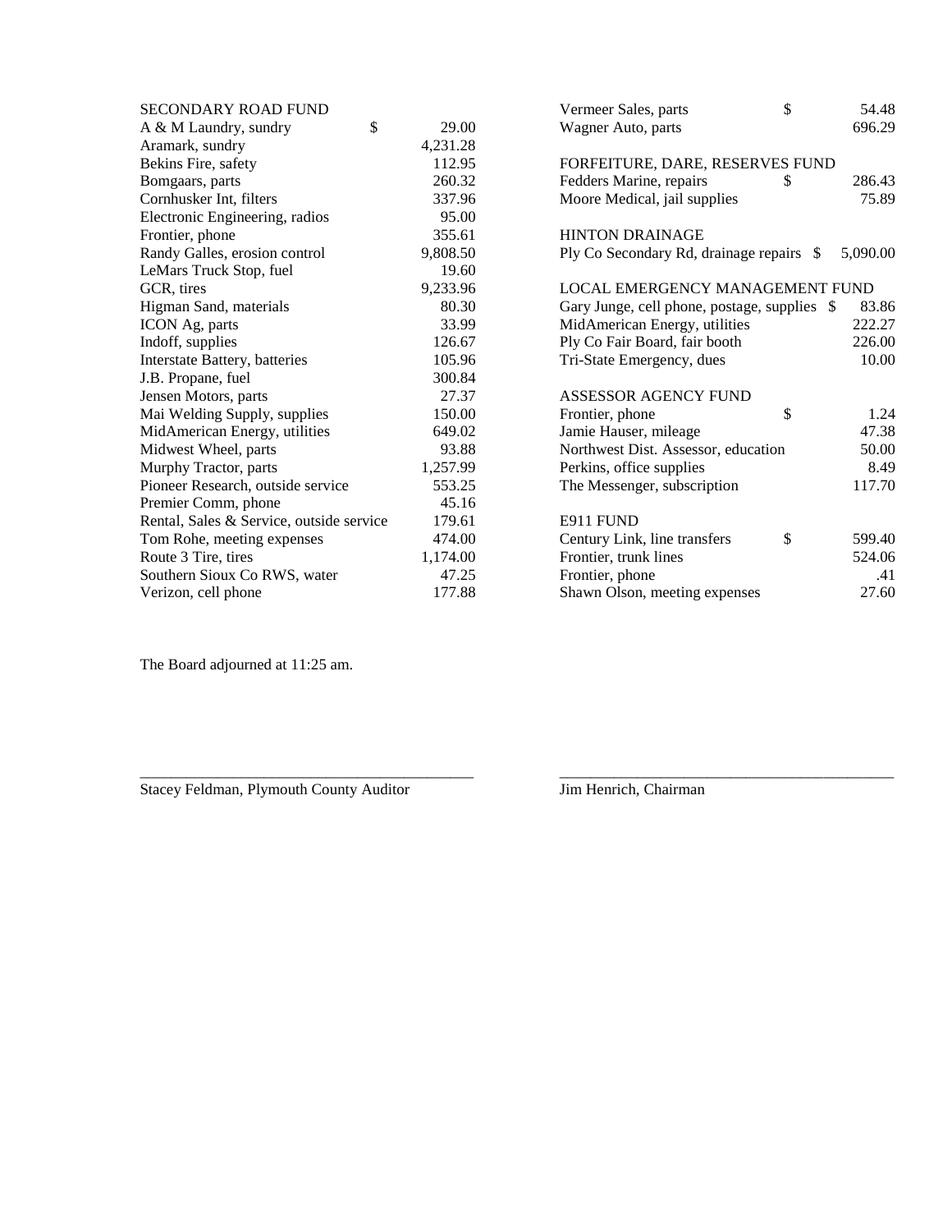SECONDARY ROAD FUND

| | |
|---|---|
| A & M Laundry, sundry | $ 29.00 |
| Aramark, sundry | 4,231.28 |
| Bekins Fire, safety | 112.95 |
| Bomgaars, parts | 260.32 |
| Cornhusker Int, filters | 337.96 |
| Electronic Engineering, radios | 95.00 |
| Frontier, phone | 355.61 |
| Randy Galles, erosion control | 9,808.50 |
| LeMars Truck Stop, fuel | 19.60 |
| GCR, tires | 9,233.96 |
| Higman Sand, materials | 80.30 |
| ICON Ag, parts | 33.99 |
| Indoff, supplies | 126.67 |
| Interstate Battery, batteries | 105.96 |
| J.B. Propane, fuel | 300.84 |
| Jensen Motors, parts | 27.37 |
| Mai Welding Supply, supplies | 150.00 |
| MidAmerican Energy, utilities | 649.02 |
| Midwest Wheel, parts | 93.88 |
| Murphy Tractor, parts | 1,257.99 |
| Pioneer Research, outside service | 553.25 |
| Premier Comm, phone | 45.16 |
| Rental, Sales & Service, outside service | 179.61 |
| Tom Rohe, meeting expenses | 474.00 |
| Route 3 Tire, tires | 1,174.00 |
| Southern Sioux Co RWS, water | 47.25 |
| Verizon, cell phone | 177.88 |
| Vermeer Sales, parts | $ 54.48 |
| Wagner Auto, parts | 696.29 |

FORFEITURE, DARE, RESERVES FUND

| | |
|---|---|
| Fedders Marine, repairs | $ 286.43 |
| Moore Medical, jail supplies | 75.89 |

HINTON DRAINAGE

| | |
|---|---|
| Ply Co Secondary Rd, drainage repairs | $ 5,090.00 |

LOCAL EMERGENCY MANAGEMENT FUND

| | |
|---|---|
| Gary Junge, cell phone, postage, supplies | $ 83.86 |
| MidAmerican Energy, utilities | 222.27 |
| Ply Co Fair Board, fair booth | 226.00 |
| Tri-State Emergency, dues | 10.00 |

ASSESSOR AGENCY FUND

| | |
|---|---|
| Frontier, phone | $ 1.24 |
| Jamie Hauser, mileage | 47.38 |
| Northwest Dist. Assessor, education | 50.00 |
| Perkins, office supplies | 8.49 |
| The Messenger, subscription | 117.70 |

E911 FUND

| | |
|---|---|
| Century Link, line transfers | $ 599.40 |
| Frontier, trunk lines | 524.06 |
| Frontier, phone | .41 |
| Shawn Olson, meeting expenses | 27.60 |

The Board adjourned at 11:25 am.

\_\_\_\_\_\_\_\_\_\_\_\_\_\_\_\_\_\_\_\_\_\_\_\_\_\_\_\_\_\_\_\_\_\_\_\_\_\_\_\_\_\_\_\_

Stacey Feldman, Plymouth County Auditor

\_\_\_\_\_\_\_\_\_\_\_\_\_\_\_\_\_\_\_\_\_\_\_\_\_\_\_\_\_\_\_\_\_\_\_\_\_\_\_\_\_\_\_\_

Jim Henrich, Chairman